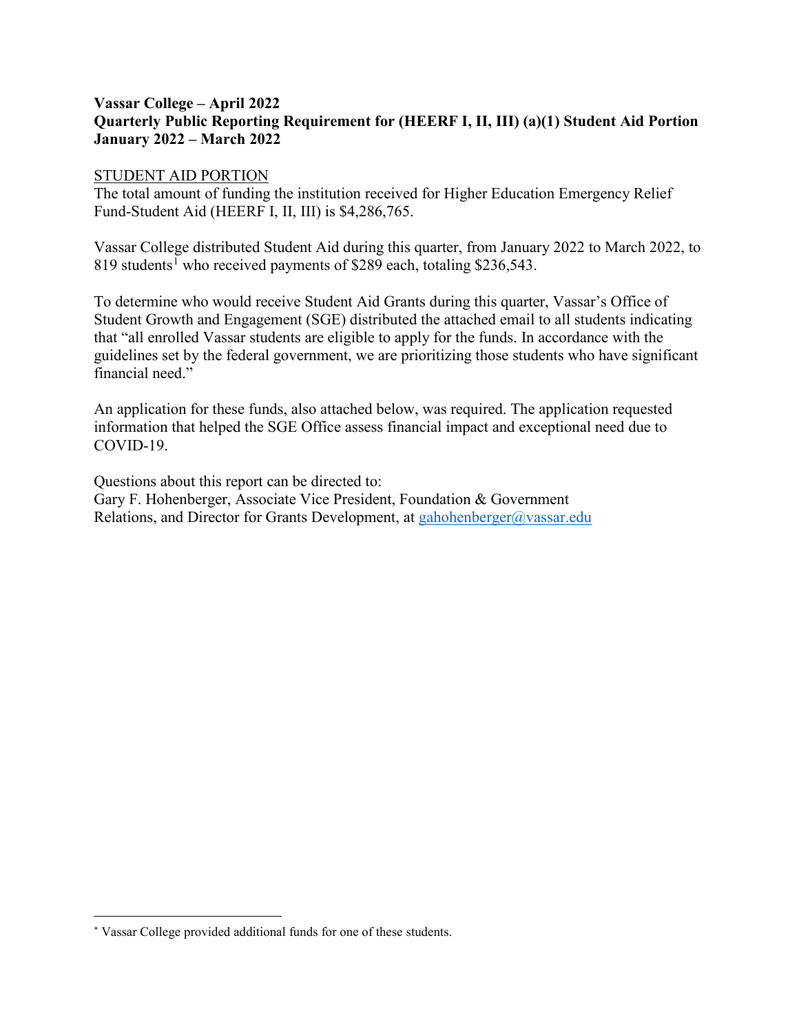**Vassar College – April 2022**
**Quarterly Public Reporting Requirement for (HEERF I, II, III) (a)(1) Student Aid Portion**
**January 2022 – March 2022**

STUDENT AID PORTION

The total amount of funding the institution received for Higher Education Emergency Relief Fund-Student Aid (HEERF I, II, III) is $4,286,765.

Vassar College distributed Student Aid during this quarter, from January 2022 to March 2022, to 819 students[1] who received payments of $289 each, totaling $236,543.

To determine who would receive Student Aid Grants during this quarter, Vassar's Office of Student Growth and Engagement (SGE) distributed the attached email to all students indicating that "all enrolled Vassar students are eligible to apply for the funds. In accordance with the guidelines set by the federal government, we are prioritizing those students who have significant financial need."

An application for these funds, also attached below, was required. The application requested information that helped the SGE Office assess financial impact and exceptional need due to COVID-19.

Questions about this report can be directed to:
Gary F. Hohenberger, Associate Vice President, Foundation & Government Relations, and Director for Grants Development, at gahohenberger@vassar.edu

---

[*] Vassar College provided additional funds for one of these students.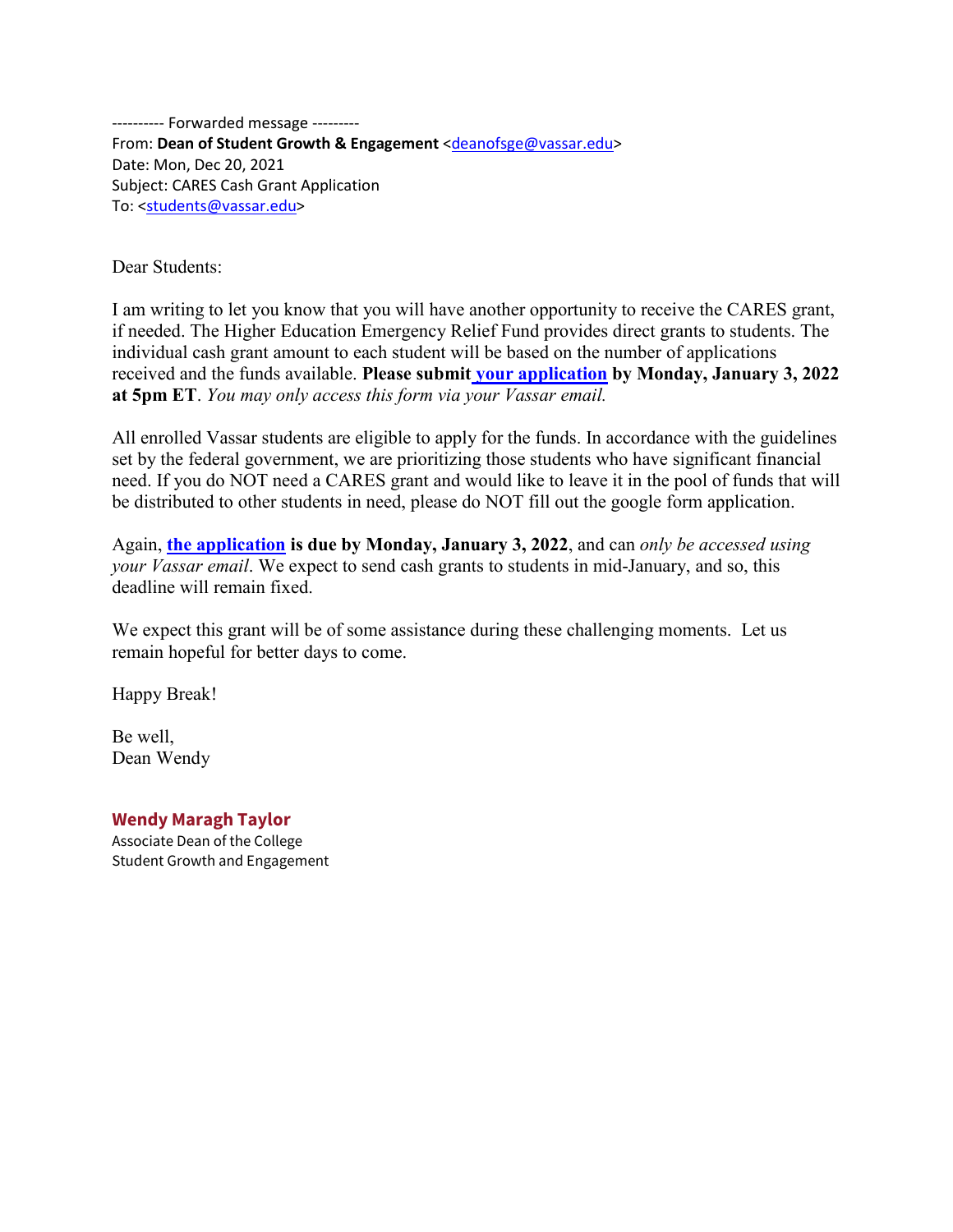---------- Forwarded message ---------
From: **Dean of Student Growth & Engagement** <deanofsge@vassar.edu>
Date: Mon, Dec 20, 2021
Subject: CARES Cash Grant Application
To: <students@vassar.edu>

Dear Students:

I am writing to let you know that you will have another opportunity to receive the CARES grant, if needed. The Higher Education Emergency Relief Fund provides direct grants to students. The individual cash grant amount to each student will be based on the number of applications received and the funds available. **Please submit your application by Monday, January 3, 2022 at 5pm ET**. *You may only access this form via your Vassar email.*

All enrolled Vassar students are eligible to apply for the funds. In accordance with the guidelines set by the federal government, we are prioritizing those students who have significant financial need. If you do NOT need a CARES grant and would like to leave it in the pool of funds that will be distributed to other students in need, please do NOT fill out the google form application.

Again, **the application is due by Monday, January 3, 2022**, and can *only be accessed using your Vassar email*. We expect to send cash grants to students in mid-January, and so, this deadline will remain fixed.

We expect this grant will be of some assistance during these challenging moments. Let us remain hopeful for better days to come.

Happy Break!

Be well,
Dean Wendy

**Wendy Maragh Taylor**
Associate Dean of the College
Student Growth and Engagement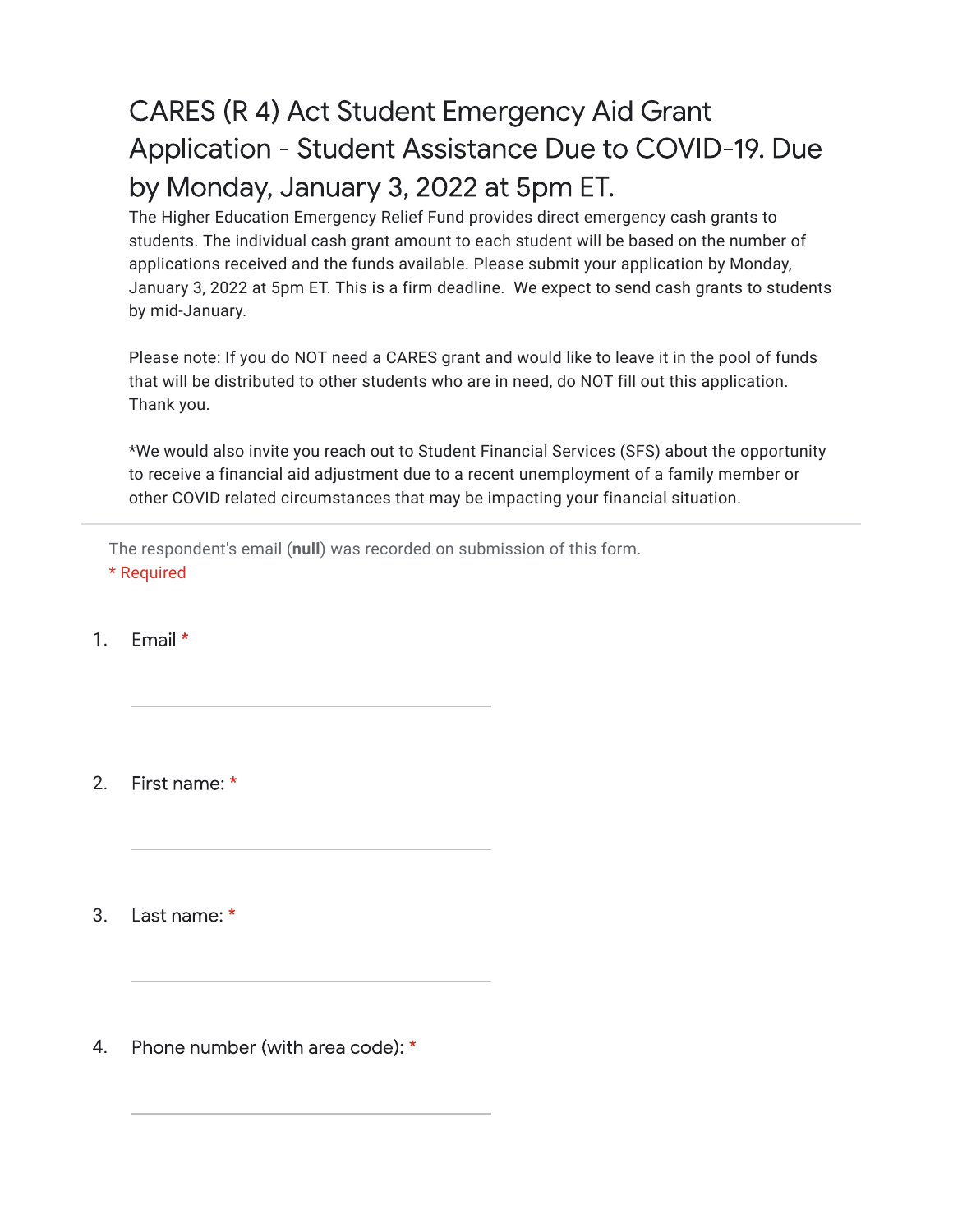# CARES (R 4) Act Student Emergency Aid Grant Application - Student Assistance Due to COVID-19. Due by Monday, January 3, 2022 at 5pm ET.

The Higher Education Emergency Relief Fund provides direct emergency cash grants to students. The individual cash grant amount to each student will be based on the number of applications received and the funds available. Please submit your application by Monday, January 3, 2022 at 5pm ET. This is a firm deadline. We expect to send cash grants to students by mid-January.

Please note: If you do NOT need a CARES grant and would like to leave it in the pool of funds that will be distributed to other students who are in need, do NOT fill out this application. Thank you.

*We would also invite you reach out to Student Financial Services (SFS) about the opportunity to receive a financial aid adjustment due to a recent unemployment of a family member or other COVID related circumstances that may be impacting your financial situation.

---

The respondent's email (**null**) was recorded on submission of this form.

* Required

1. Email *

   ______________________

2. First name: *

   ______________________

3. Last name: *

   ______________________

4. Phone number (with area code): *

   ______________________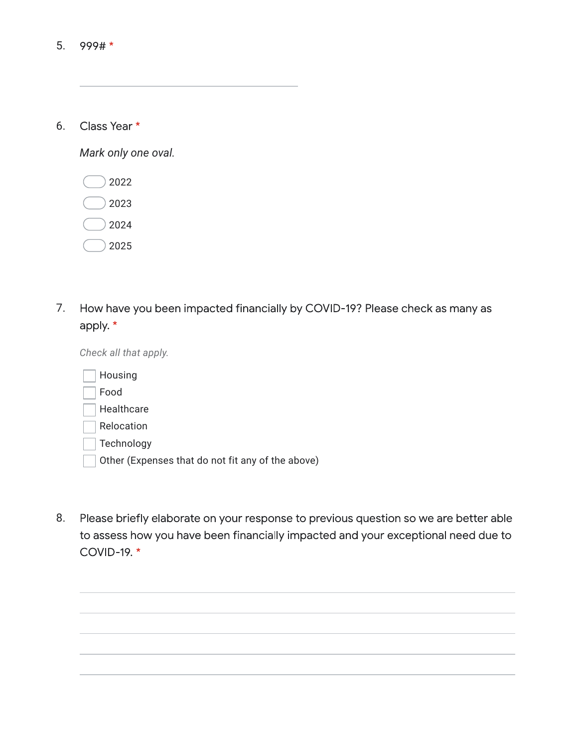5. 999# *

   _______________

6. Class Year *

   *Mark only one oval.*

   - ◯ 2022
   - ◯ 2023
   - ◯ 2024
   - ◯ 2025

7. How have you been impacted financially by COVID-19? Please check as many as apply. *

   *Check all that apply.*

   - [ ] Housing
   - [ ] Food
   - [ ] Healthcare
   - [ ] Relocation
   - [ ] Technology
   - [ ] Other (Expenses that do not fit any of the above)

8. Please briefly elaborate on your response to previous question so we are better able to assess how you have been financially impacted and your exceptional need due to COVID-19. *

   _______________
   _______________
   _______________
   _______________
   _______________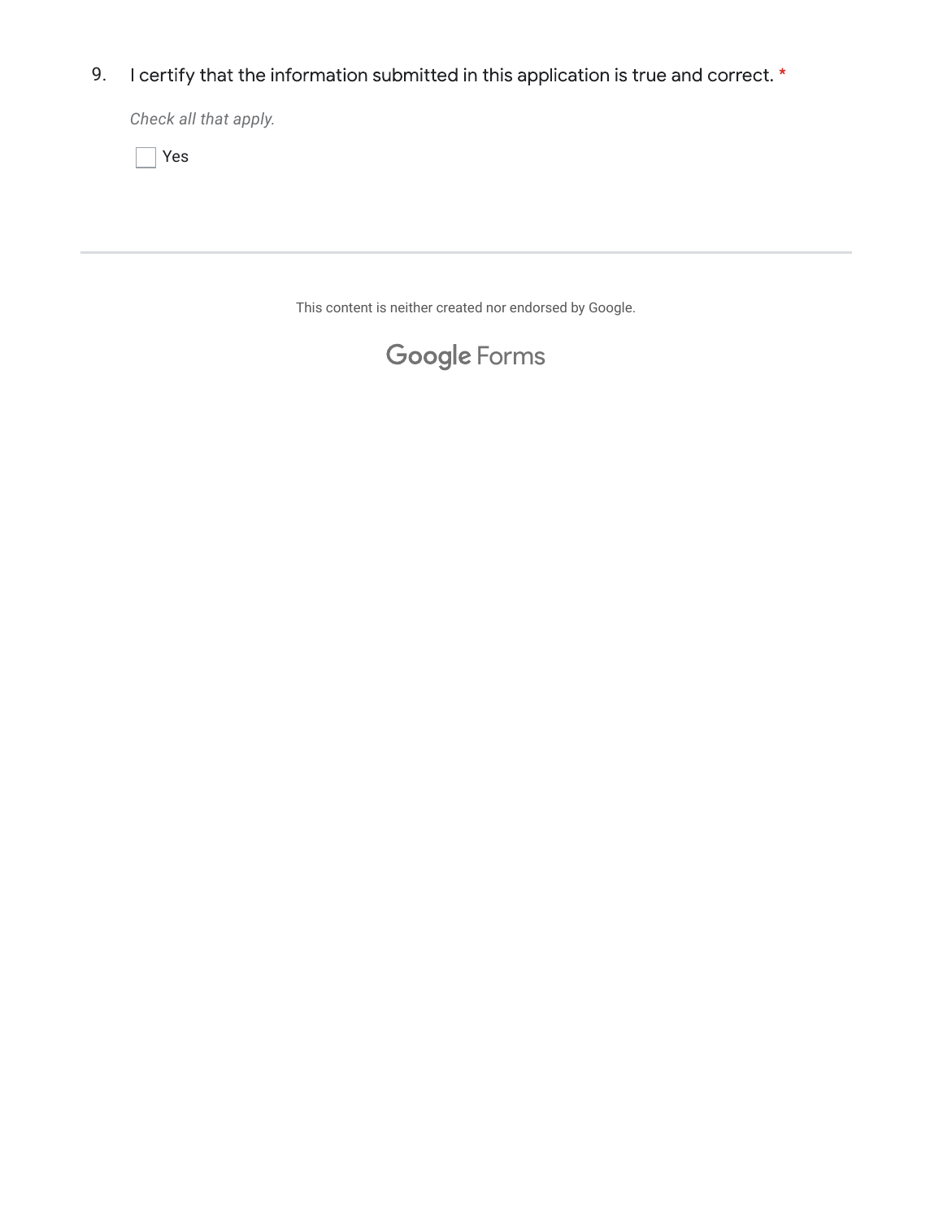9. I certify that the information submitted in this application is true and correct. *

*Check all that apply.*

- [ ] Yes

---

This content is neither created nor endorsed by Google.

Google Forms